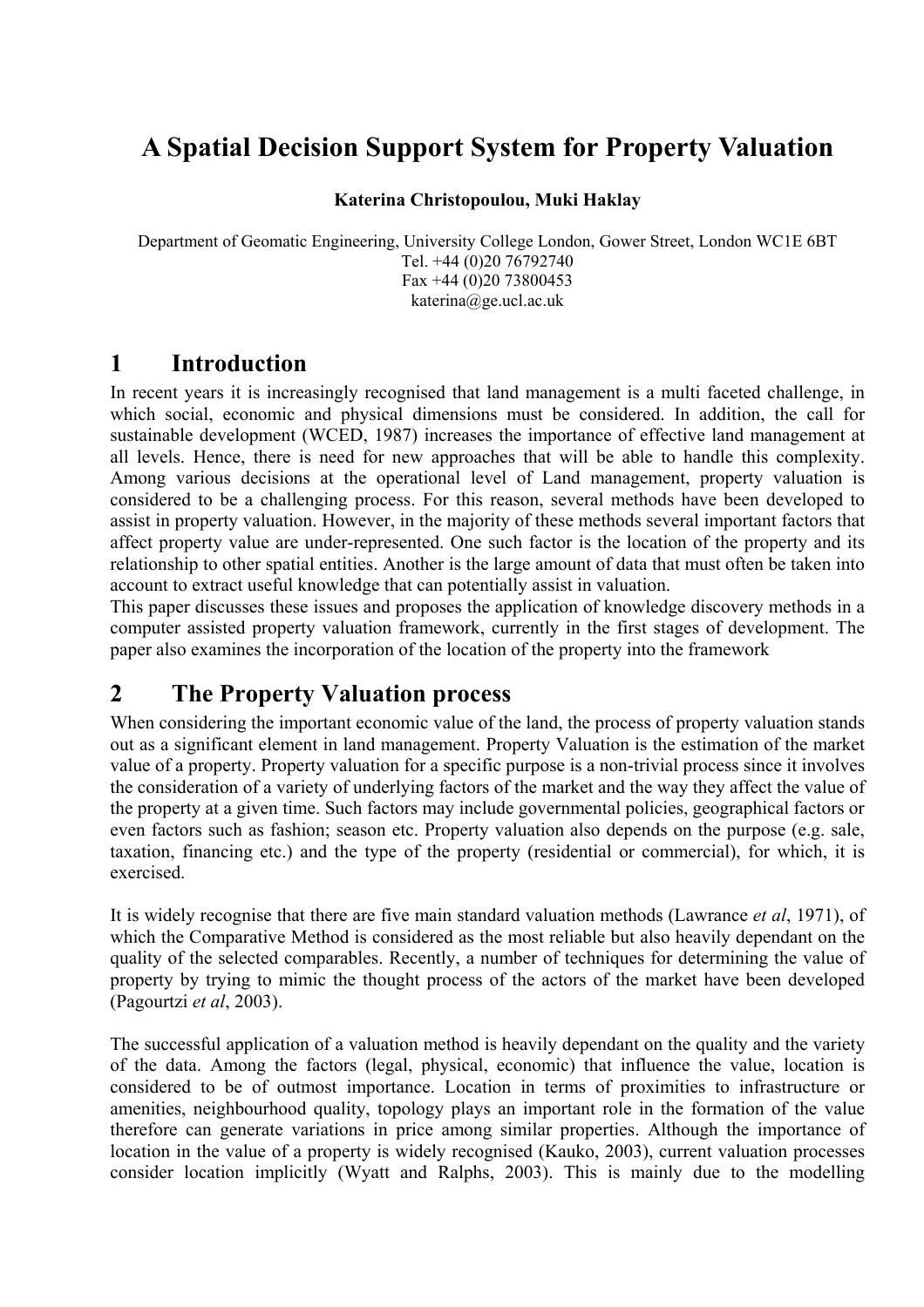# A Spatial Decision Support System for Property Valuation

**Katerina Christopoulou, Muki Haklay**

Department of Geomatic Engineering, University College London, Gower Street, London WC1E 6BT
Tel. +44 (0)20 76792740
Fax +44 (0)20 73800453
katerina@ge.ucl.ac.uk

## 1 Introduction

In recent years it is increasingly recognised that land management is a multi faceted challenge, in which social, economic and physical dimensions must be considered. In addition, the call for sustainable development (WCED, 1987) increases the importance of effective land management at all levels. Hence, there is need for new approaches that will be able to handle this complexity. Among various decisions at the operational level of Land management, property valuation is considered to be a challenging process. For this reason, several methods have been developed to assist in property valuation. However, in the majority of these methods several important factors that affect property value are under-represented. One such factor is the location of the property and its relationship to other spatial entities. Another is the large amount of data that must often be taken into account to extract useful knowledge that can potentially assist in valuation.

This paper discusses these issues and proposes the application of knowledge discovery methods in a computer assisted property valuation framework, currently in the first stages of development. The paper also examines the incorporation of the location of the property into the framework

## 2 The Property Valuation process

When considering the important economic value of the land, the process of property valuation stands out as a significant element in land management. Property Valuation is the estimation of the market value of a property. Property valuation for a specific purpose is a non-trivial process since it involves the consideration of a variety of underlying factors of the market and the way they affect the value of the property at a given time. Such factors may include governmental policies, geographical factors or even factors such as fashion; season etc. Property valuation also depends on the purpose (e.g. sale, taxation, financing etc.) and the type of the property (residential or commercial), for which, it is exercised.

It is widely recognise that there are five main standard valuation methods (Lawrance *et al*, 1971), of which the Comparative Method is considered as the most reliable but also heavily dependant on the quality of the selected comparables. Recently, a number of techniques for determining the value of property by trying to mimic the thought process of the actors of the market have been developed (Pagourtzi *et al*, 2003).

The successful application of a valuation method is heavily dependant on the quality and the variety of the data. Among the factors (legal, physical, economic) that influence the value, location is considered to be of outmost importance. Location in terms of proximities to infrastructure or amenities, neighbourhood quality, topology plays an important role in the formation of the value therefore can generate variations in price among similar properties. Although the importance of location in the value of a property is widely recognised (Kauko, 2003), current valuation processes consider location implicitly (Wyatt and Ralphs, 2003). This is mainly due to the modelling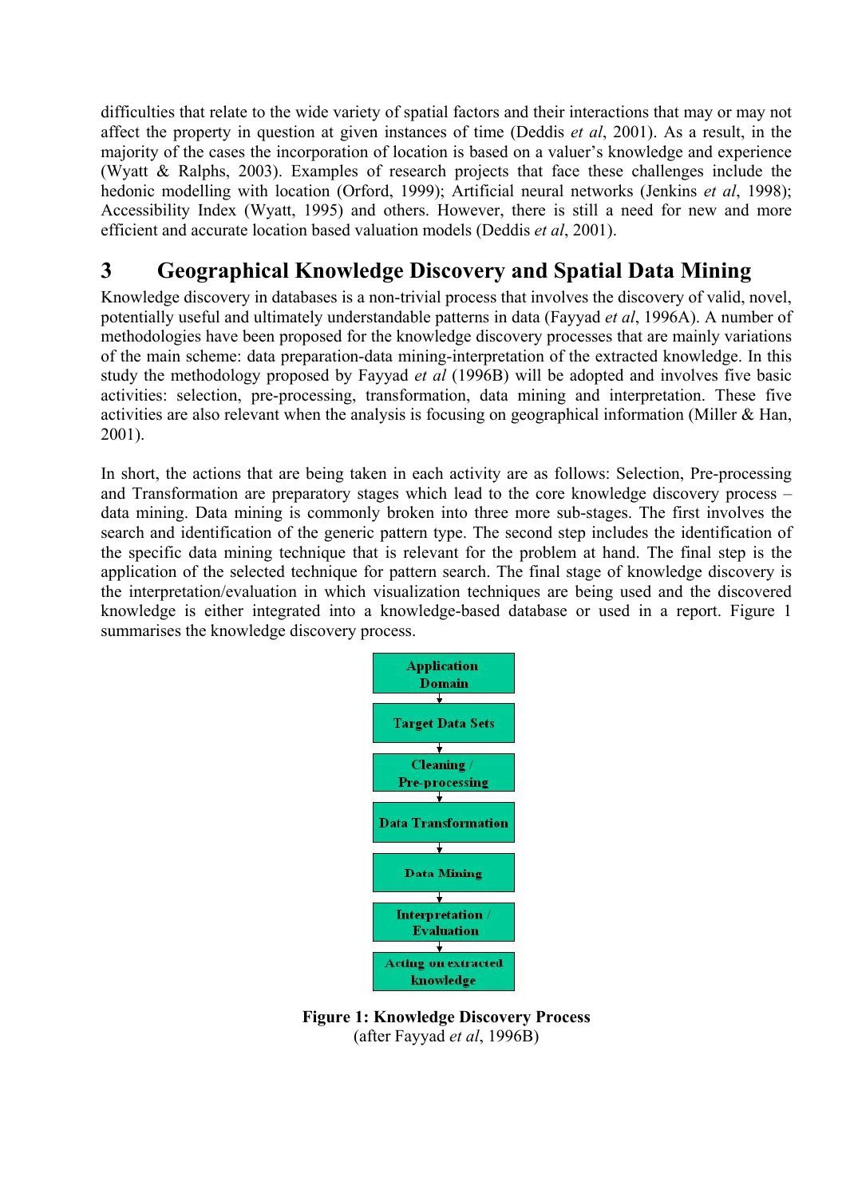difficulties that relate to the wide variety of spatial factors and their interactions that may or may not affect the property in question at given instances of time (Deddis *et al*, 2001). As a result, in the majority of the cases the incorporation of location is based on a valuer's knowledge and experience (Wyatt & Ralphs, 2003). Examples of research projects that face these challenges include the hedonic modelling with location (Orford, 1999); Artificial neural networks (Jenkins *et al*, 1998); Accessibility Index (Wyatt, 1995) and others. However, there is still a need for new and more efficient and accurate location based valuation models (Deddis *et al*, 2001).

# 3 Geographical Knowledge Discovery and Spatial Data Mining

Knowledge discovery in databases is a non-trivial process that involves the discovery of valid, novel, potentially useful and ultimately understandable patterns in data (Fayyad *et al*, 1996A). A number of methodologies have been proposed for the knowledge discovery processes that are mainly variations of the main scheme: data preparation-data mining-interpretation of the extracted knowledge. In this study the methodology proposed by Fayyad *et al* (1996B) will be adopted and involves five basic activities: selection, pre-processing, transformation, data mining and interpretation. These five activities are also relevant when the analysis is focusing on geographical information (Miller & Han, 2001).

In short, the actions that are being taken in each activity are as follows: Selection, Pre-processing and Transformation are preparatory stages which lead to the core knowledge discovery process – data mining. Data mining is commonly broken into three more sub-stages. The first involves the search and identification of the generic pattern type. The second step includes the identification of the specific data mining technique that is relevant for the problem at hand. The final step is the application of the selected technique for pattern search. The final stage of knowledge discovery is the interpretation/evaluation in which visualization techniques are being used and the discovered knowledge is either integrated into a knowledge-based database or used in a report. Figure 1 summarises the knowledge discovery process.

Application Domain → Target Data Sets → Cleaning / Pre-processing → Data Transformation → Data Mining → Interpretation / Evaluation → Acting on extracted knowledge

**Figure 1: Knowledge Discovery Process**
(after Fayyad *et al*, 1996B)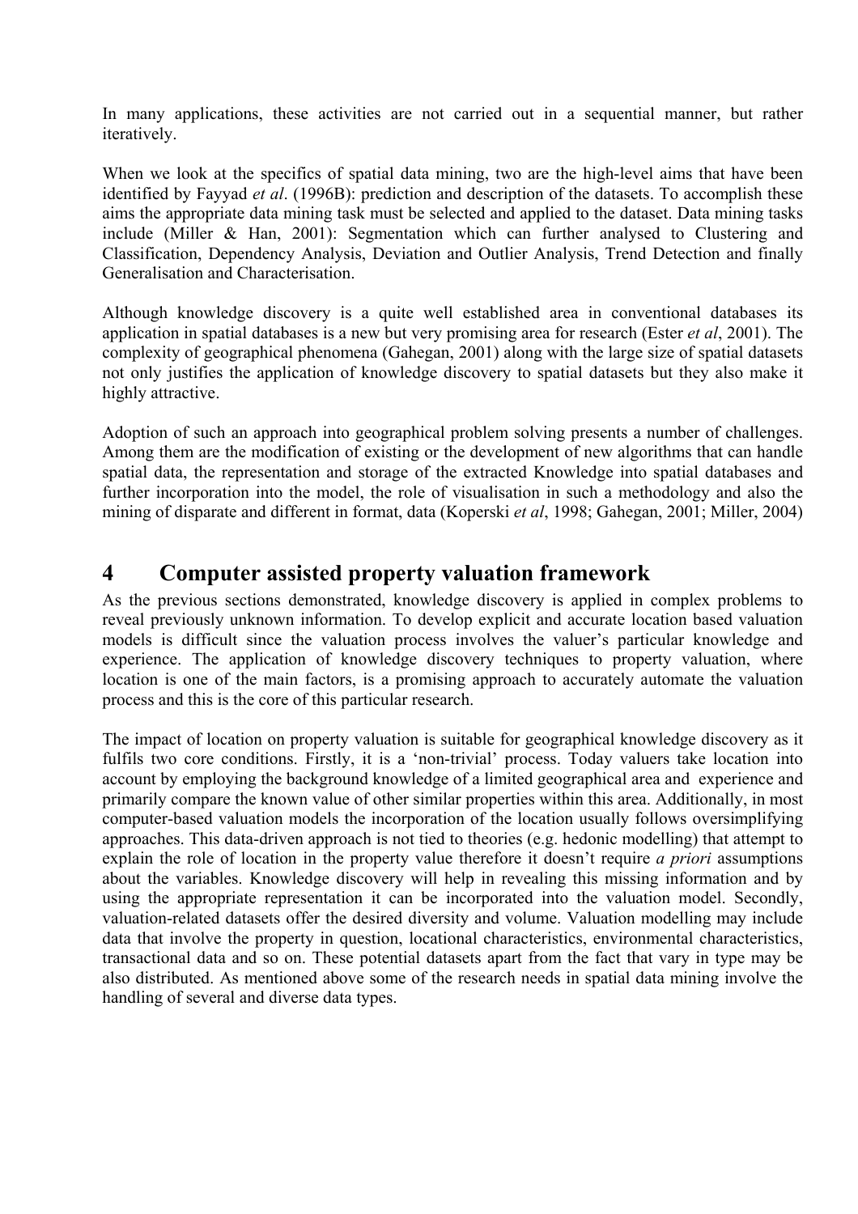In many applications, these activities are not carried out in a sequential manner, but rather iteratively.

When we look at the specifics of spatial data mining, two are the high-level aims that have been identified by Fayyad *et al*. (1996B): prediction and description of the datasets. To accomplish these aims the appropriate data mining task must be selected and applied to the dataset. Data mining tasks include (Miller & Han, 2001): Segmentation which can further analysed to Clustering and Classification, Dependency Analysis, Deviation and Outlier Analysis, Trend Detection and finally Generalisation and Characterisation.

Although knowledge discovery is a quite well established area in conventional databases its application in spatial databases is a new but very promising area for research (Ester *et al*, 2001). The complexity of geographical phenomena (Gahegan, 2001) along with the large size of spatial datasets not only justifies the application of knowledge discovery to spatial datasets but they also make it highly attractive.

Adoption of such an approach into geographical problem solving presents a number of challenges. Among them are the modification of existing or the development of new algorithms that can handle spatial data, the representation and storage of the extracted Knowledge into spatial databases and further incorporation into the model, the role of visualisation in such a methodology and also the mining of disparate and different in format, data (Koperski *et al*, 1998; Gahegan, 2001; Miller, 2004)

# 4 Computer assisted property valuation framework

As the previous sections demonstrated, knowledge discovery is applied in complex problems to reveal previously unknown information. To develop explicit and accurate location based valuation models is difficult since the valuation process involves the valuer's particular knowledge and experience. The application of knowledge discovery techniques to property valuation, where location is one of the main factors, is a promising approach to accurately automate the valuation process and this is the core of this particular research.

The impact of location on property valuation is suitable for geographical knowledge discovery as it fulfils two core conditions. Firstly, it is a 'non-trivial' process. Today valuers take location into account by employing the background knowledge of a limited geographical area and experience and primarily compare the known value of other similar properties within this area. Additionally, in most computer-based valuation models the incorporation of the location usually follows oversimplifying approaches. This data-driven approach is not tied to theories (e.g. hedonic modelling) that attempt to explain the role of location in the property value therefore it doesn't require *a priori* assumptions about the variables. Knowledge discovery will help in revealing this missing information and by using the appropriate representation it can be incorporated into the valuation model. Secondly, valuation-related datasets offer the desired diversity and volume. Valuation modelling may include data that involve the property in question, locational characteristics, environmental characteristics, transactional data and so on. These potential datasets apart from the fact that vary in type may be also distributed. As mentioned above some of the research needs in spatial data mining involve the handling of several and diverse data types.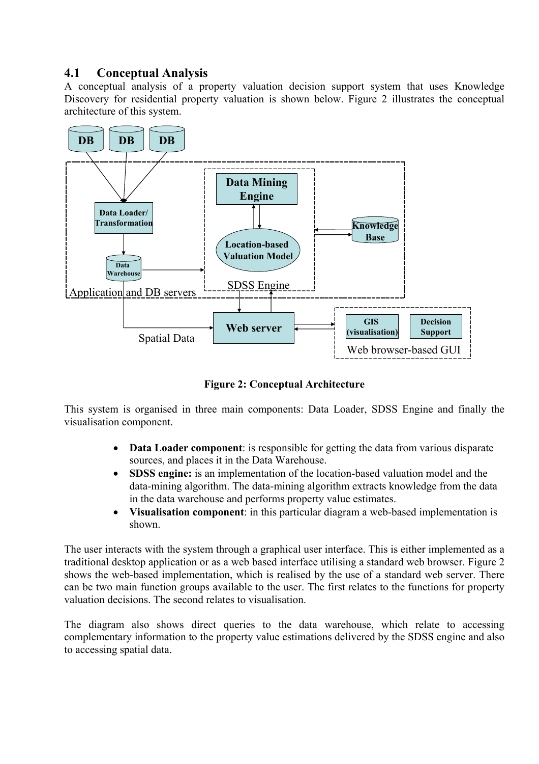## 4.1 Conceptual Analysis

A conceptual analysis of a property valuation decision support system that uses Knowledge Discovery for residential property valuation is shown below. Figure 2 illustrates the conceptual architecture of this system.

**Figure 2: Conceptual Architecture**

This system is organised in three main components: Data Loader, SDSS Engine and finally the visualisation component.

- **Data Loader component**: is responsible for getting the data from various disparate sources, and places it in the Data Warehouse.
- **SDSS engine:** is an implementation of the location-based valuation model and the data-mining algorithm. The data-mining algorithm extracts knowledge from the data in the data warehouse and performs property value estimates.
- **Visualisation component**: in this particular diagram a web-based implementation is shown.

The user interacts with the system through a graphical user interface. This is either implemented as a traditional desktop application or as a web based interface utilising a standard web browser. Figure 2 shows the web-based implementation, which is realised by the use of a standard web server. There can be two main function groups available to the user. The first relates to the functions for property valuation decisions. The second relates to visualisation.

The diagram also shows direct queries to the data warehouse, which relate to accessing complementary information to the property value estimations delivered by the SDSS engine and also to accessing spatial data.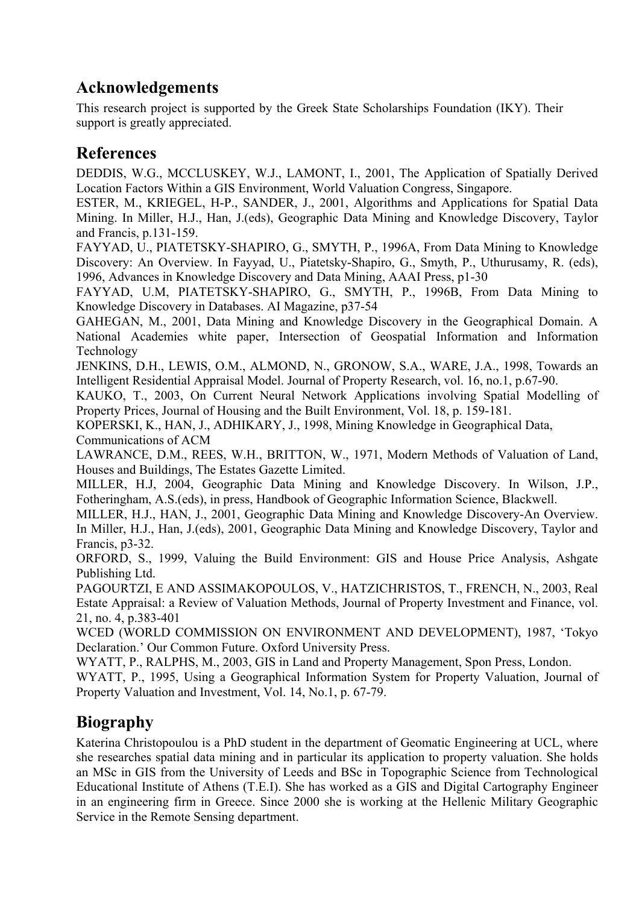## Acknowledgements

This research project is supported by the Greek State Scholarships Foundation (IKY). Their support is greatly appreciated.

## References

DEDDIS, W.G., MCCLUSKEY, W.J., LAMONT, I., 2001, The Application of Spatially Derived Location Factors Within a GIS Environment, World Valuation Congress, Singapore.

ESTER, M., KRIEGEL, H-P., SANDER, J., 2001, Algorithms and Applications for Spatial Data Mining. In Miller, H.J., Han, J.(eds), Geographic Data Mining and Knowledge Discovery, Taylor and Francis, p.131-159.

FAYYAD, U., PIATETSKY-SHAPIRO, G., SMYTH, P., 1996A, From Data Mining to Knowledge Discovery: An Overview. In Fayyad, U., Piatetsky-Shapiro, G., Smyth, P., Uthurusamy, R. (eds), 1996, Advances in Knowledge Discovery and Data Mining, AAAI Press, p1-30

FAYYAD, U.M, PIATETSKY-SHAPIRO, G., SMYTH, P., 1996B, From Data Mining to Knowledge Discovery in Databases. AI Magazine, p37-54

GAHEGAN, M., 2001, Data Mining and Knowledge Discovery in the Geographical Domain. A National Academies white paper, Intersection of Geospatial Information and Information Technology

JENKINS, D.H., LEWIS, O.M., ALMOND, N., GRONOW, S.A., WARE, J.A., 1998, Towards an Intelligent Residential Appraisal Model. Journal of Property Research, vol. 16, no.1, p.67-90.

KAUKO, T., 2003, On Current Neural Network Applications involving Spatial Modelling of Property Prices, Journal of Housing and the Built Environment, Vol. 18, p. 159-181.

KOPERSKI, K., HAN, J., ADHIKARY, J., 1998, Mining Knowledge in Geographical Data, Communications of ACM

LAWRANCE, D.M., REES, W.H., BRITTON, W., 1971, Modern Methods of Valuation of Land, Houses and Buildings, The Estates Gazette Limited.

MILLER, H.J, 2004, Geographic Data Mining and Knowledge Discovery. In Wilson, J.P., Fotheringham, A.S.(eds), in press, Handbook of Geographic Information Science, Blackwell.

MILLER, H.J., HAN, J., 2001, Geographic Data Mining and Knowledge Discovery-An Overview. In Miller, H.J., Han, J.(eds), 2001, Geographic Data Mining and Knowledge Discovery, Taylor and Francis, p3-32.

ORFORD, S., 1999, Valuing the Build Environment: GIS and House Price Analysis, Ashgate Publishing Ltd.

PAGOURTZI, E AND ASSIMAKOPOULOS, V., HATZICHRISTOS, T., FRENCH, N., 2003, Real Estate Appraisal: a Review of Valuation Methods, Journal of Property Investment and Finance, vol. 21, no. 4, p.383-401

WCED (WORLD COMMISSION ON ENVIRONMENT AND DEVELOPMENT), 1987, 'Tokyo Declaration.' Our Common Future. Oxford University Press.

WYATT, P., RALPHS, M., 2003, GIS in Land and Property Management, Spon Press, London.

WYATT, P., 1995, Using a Geographical Information System for Property Valuation, Journal of Property Valuation and Investment, Vol. 14, No.1, p. 67-79.

## Biography

Katerina Christopoulou is a PhD student in the department of Geomatic Engineering at UCL, where she researches spatial data mining and in particular its application to property valuation. She holds an MSc in GIS from the University of Leeds and BSc in Topographic Science from Technological Educational Institute of Athens (T.E.I). She has worked as a GIS and Digital Cartography Engineer in an engineering firm in Greece. Since 2000 she is working at the Hellenic Military Geographic Service in the Remote Sensing department.